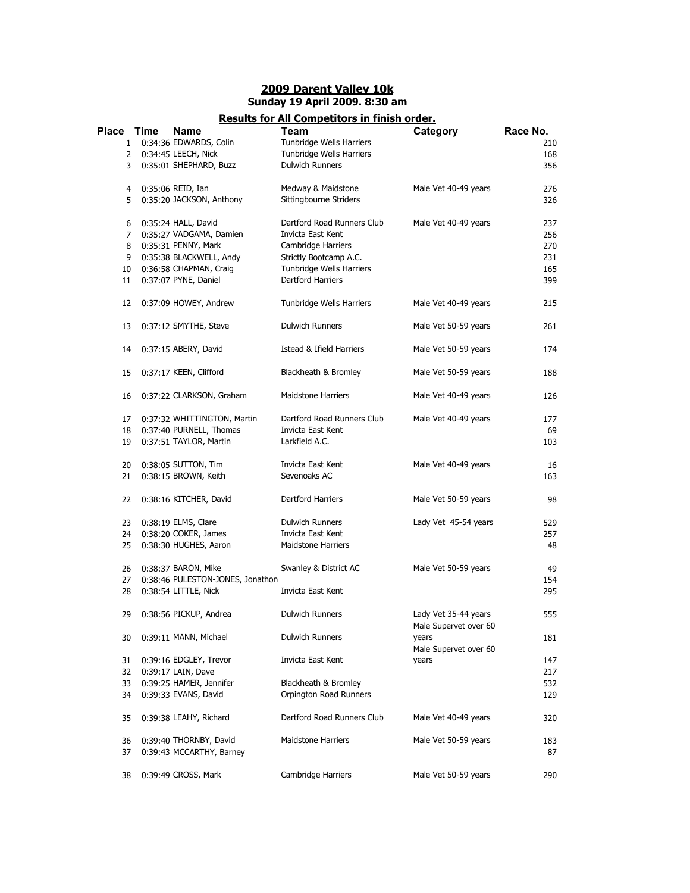## 2009 Darent Valley 10k

### Sunday 19 April 2009. 8:30 am

### Results for All Competitors in finish order.

| Place | Time | Name | Team | Category | Race No. |
|---|---|---|---|---|---|
| 1 | 0:34:36 | EDWARDS, Colin | Tunbridge Wells Harriers | | 210 |
| 2 | 0:34:45 | LEECH, Nick | Tunbridge Wells Harriers | | 168 |
| 3 | 0:35:01 | SHEPHARD, Buzz | Dulwich Runners | | 356 |
| 4 | 0:35:06 | REID, Ian | Medway & Maidstone | Male Vet 40-49 years | 276 |
| 5 | 0:35:20 | JACKSON, Anthony | Sittingbourne Striders | | 326 |
| 6 | 0:35:24 | HALL, David | Dartford Road Runners Club | Male Vet 40-49 years | 237 |
| 7 | 0:35:27 | VADGAMA, Damien | Invicta East Kent | | 256 |
| 8 | 0:35:31 | PENNY, Mark | Cambridge Harriers | | 270 |
| 9 | 0:35:38 | BLACKWELL, Andy | Strictly Bootcamp A.C. | | 231 |
| 10 | 0:36:58 | CHAPMAN, Craig | Tunbridge Wells Harriers | | 165 |
| 11 | 0:37:07 | PYNE, Daniel | Dartford Harriers | | 399 |
| 12 | 0:37:09 | HOWEY, Andrew | Tunbridge Wells Harriers | Male Vet 40-49 years | 215 |
| 13 | 0:37:12 | SMYTHE, Steve | Dulwich Runners | Male Vet 50-59 years | 261 |
| 14 | 0:37:15 | ABERY, David | Istead & Ifield Harriers | Male Vet 50-59 years | 174 |
| 15 | 0:37:17 | KEEN, Clifford | Blackheath & Bromley | Male Vet 50-59 years | 188 |
| 16 | 0:37:22 | CLARKSON, Graham | Maidstone Harriers | Male Vet 40-49 years | 126 |
| 17 | 0:37:32 | WHITTINGTON, Martin | Dartford Road Runners Club | Male Vet 40-49 years | 177 |
| 18 | 0:37:40 | PURNELL, Thomas | Invicta East Kent | | 69 |
| 19 | 0:37:51 | TAYLOR, Martin | Larkfield A.C. | | 103 |
| 20 | 0:38:05 | SUTTON, Tim | Invicta East Kent | Male Vet 40-49 years | 16 |
| 21 | 0:38:15 | BROWN, Keith | Sevenoaks AC | | 163 |
| 22 | 0:38:16 | KITCHER, David | Dartford Harriers | Male Vet 50-59 years | 98 |
| 23 | 0:38:19 | ELMS, Clare | Dulwich Runners | Lady Vet 45-54 years | 529 |
| 24 | 0:38:20 | COKER, James | Invicta East Kent | | 257 |
| 25 | 0:38:30 | HUGHES, Aaron | Maidstone Harriers | | 48 |
| 26 | 0:38:37 | BARON, Mike | Swanley & District AC | Male Vet 50-59 years | 49 |
| 27 | 0:38:46 | PULESTON-JONES, Jonathon | | | 154 |
| 28 | 0:38:54 | LITTLE, Nick | Invicta East Kent | | 295 |
| 29 | 0:38:56 | PICKUP, Andrea | Dulwich Runners | Lady Vet 35-44 years | 555 |
| 30 | 0:39:11 | MANN, Michael | Dulwich Runners | Male Supervet over 60 years | 181 |
| 31 | 0:39:16 | EDGLEY, Trevor | Invicta East Kent | Male Supervet over 60 years | 147 |
| 32 | 0:39:17 | LAIN, Dave | | | 217 |
| 33 | 0:39:25 | HAMER, Jennifer | Blackheath & Bromley | | 532 |
| 34 | 0:39:33 | EVANS, David | Orpington Road Runners | | 129 |
| 35 | 0:39:38 | LEAHY, Richard | Dartford Road Runners Club | Male Vet 40-49 years | 320 |
| 36 | 0:39:40 | THORNBY, David | Maidstone Harriers | Male Vet 50-59 years | 183 |
| 37 | 0:39:43 | MCCARTHY, Barney | | | 87 |
| 38 | 0:39:49 | CROSS, Mark | Cambridge Harriers | Male Vet 50-59 years | 290 |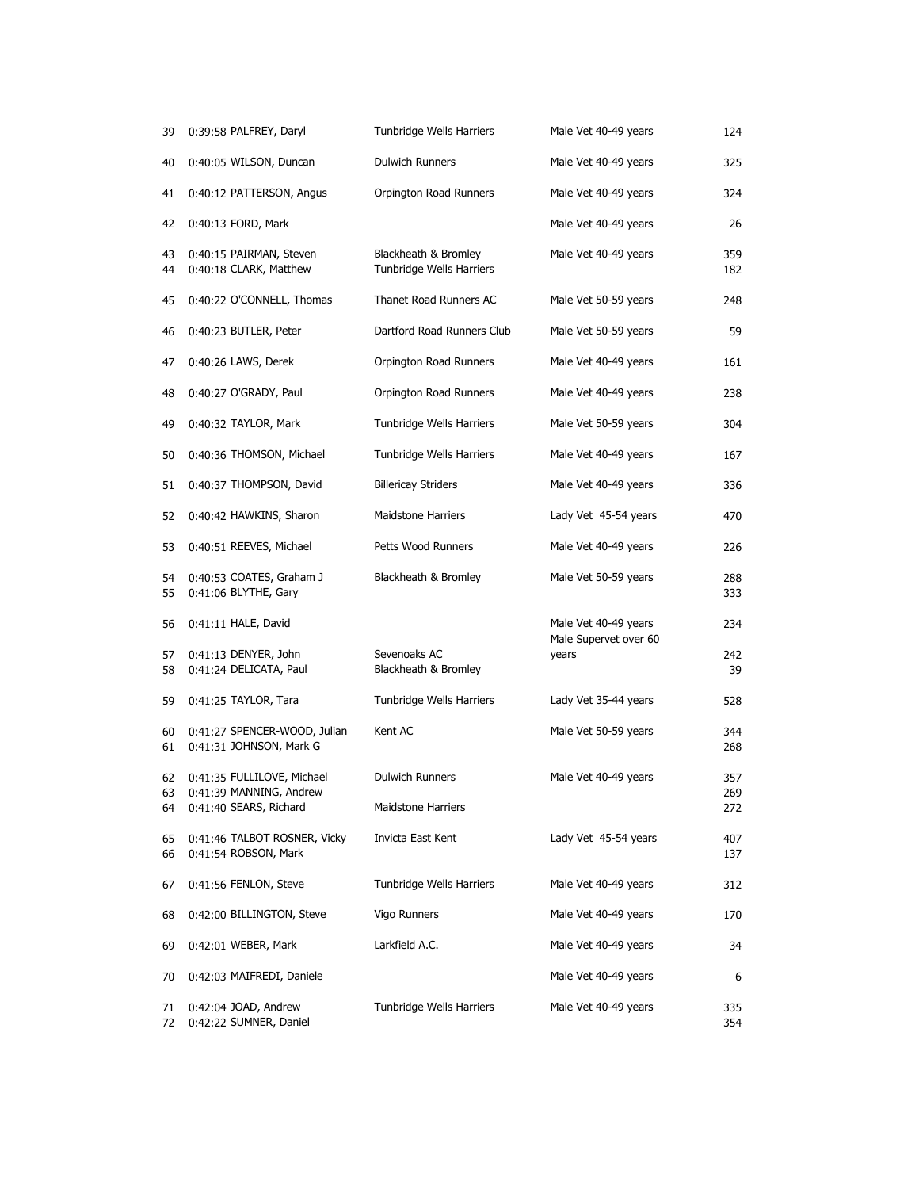| | | | | | |
|---|---|---|---|---|---|
| 39 | 0:39:58 | PALFREY, Daryl | Tunbridge Wells Harriers | Male Vet 40-49 years | 124 |
| 40 | 0:40:05 | WILSON, Duncan | Dulwich Runners | Male Vet 40-49 years | 325 |
| 41 | 0:40:12 | PATTERSON, Angus | Orpington Road Runners | Male Vet 40-49 years | 324 |
| 42 | 0:40:13 | FORD, Mark | | Male Vet 40-49 years | 26 |
| 43 | 0:40:15 | PAIRMAN, Steven | Blackheath & Bromley | Male Vet 40-49 years | 359 |
| 44 | 0:40:18 | CLARK, Matthew | Tunbridge Wells Harriers | | 182 |
| 45 | 0:40:22 | O'CONNELL, Thomas | Thanet Road Runners AC | Male Vet 50-59 years | 248 |
| 46 | 0:40:23 | BUTLER, Peter | Dartford Road Runners Club | Male Vet 50-59 years | 59 |
| 47 | 0:40:26 | LAWS, Derek | Orpington Road Runners | Male Vet 40-49 years | 161 |
| 48 | 0:40:27 | O'GRADY, Paul | Orpington Road Runners | Male Vet 40-49 years | 238 |
| 49 | 0:40:32 | TAYLOR, Mark | Tunbridge Wells Harriers | Male Vet 50-59 years | 304 |
| 50 | 0:40:36 | THOMSON, Michael | Tunbridge Wells Harriers | Male Vet 40-49 years | 167 |
| 51 | 0:40:37 | THOMPSON, David | Billericay Striders | Male Vet 40-49 years | 336 |
| 52 | 0:40:42 | HAWKINS, Sharon | Maidstone Harriers | Lady Vet 45-54 years | 470 |
| 53 | 0:40:51 | REEVES, Michael | Petts Wood Runners | Male Vet 40-49 years | 226 |
| 54 | 0:40:53 | COATES, Graham J | Blackheath & Bromley | Male Vet 50-59 years | 288 |
| 55 | 0:41:06 | BLYTHE, Gary | | | 333 |
| 56 | 0:41:11 | HALE, David | | Male Vet 40-49 years | 234 |
| 57 | 0:41:13 | DENYER, John | Sevenoaks AC | Male Supervet over 60 years | 242 |
| 58 | 0:41:24 | DELICATA, Paul | Blackheath & Bromley | | 39 |
| 59 | 0:41:25 | TAYLOR, Tara | Tunbridge Wells Harriers | Lady Vet 35-44 years | 528 |
| 60 | 0:41:27 | SPENCER-WOOD, Julian | Kent AC | Male Vet 50-59 years | 344 |
| 61 | 0:41:31 | JOHNSON, Mark G | | | 268 |
| 62 | 0:41:35 | FULLILOVE, Michael | Dulwich Runners | Male Vet 40-49 years | 357 |
| 63 | 0:41:39 | MANNING, Andrew | | | 269 |
| 64 | 0:41:40 | SEARS, Richard | Maidstone Harriers | | 272 |
| 65 | 0:41:46 | TALBOT ROSNER, Vicky | Invicta East Kent | Lady Vet 45-54 years | 407 |
| 66 | 0:41:54 | ROBSON, Mark | | | 137 |
| 67 | 0:41:56 | FENLON, Steve | Tunbridge Wells Harriers | Male Vet 40-49 years | 312 |
| 68 | 0:42:00 | BILLINGTON, Steve | Vigo Runners | Male Vet 40-49 years | 170 |
| 69 | 0:42:01 | WEBER, Mark | Larkfield A.C. | Male Vet 40-49 years | 34 |
| 70 | 0:42:03 | MAIFREDI, Daniele | | Male Vet 40-49 years | 6 |
| 71 | 0:42:04 | JOAD, Andrew | Tunbridge Wells Harriers | Male Vet 40-49 years | 335 |
| 72 | 0:42:22 | SUMNER, Daniel | | | 354 |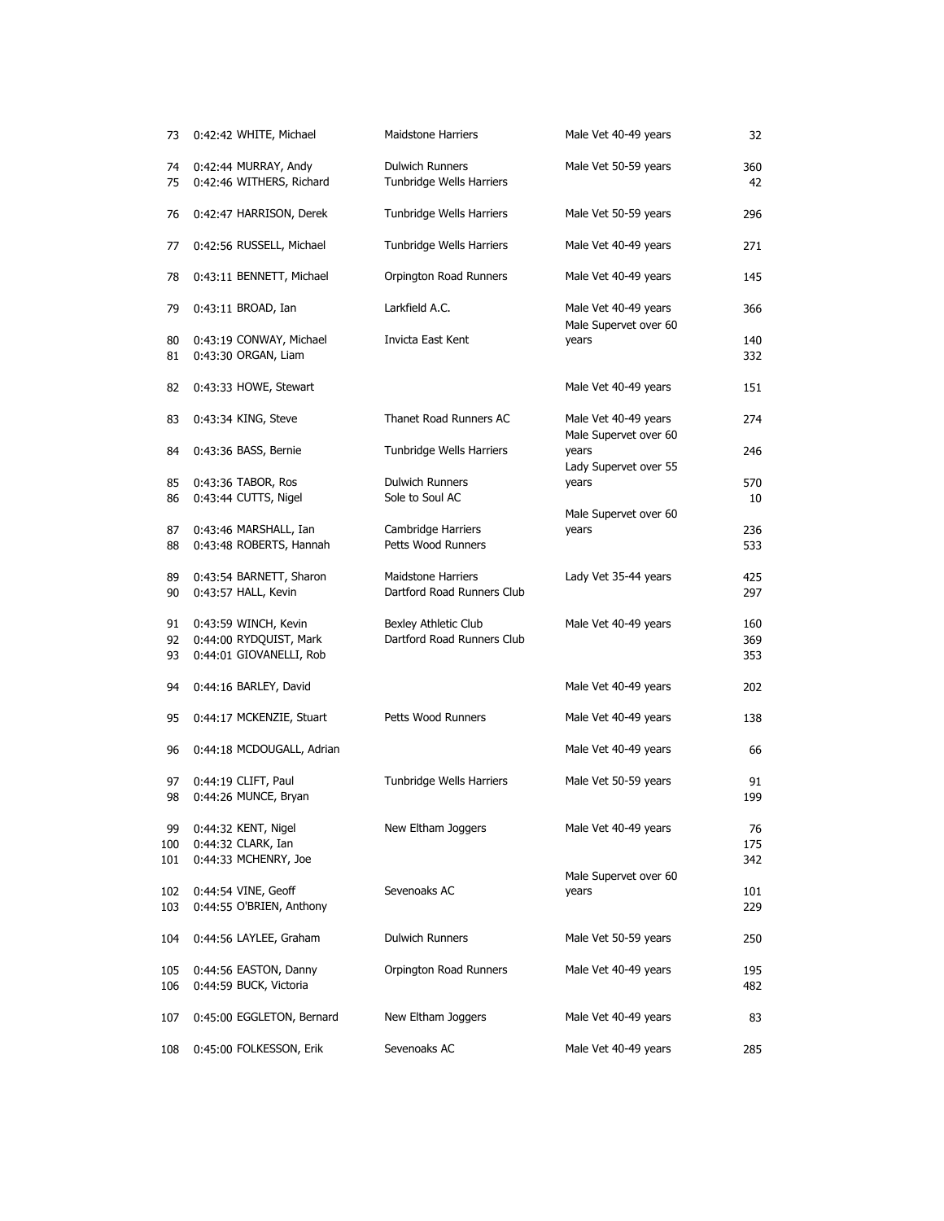| Pos | Time | Name | Club | Category | No |
|---|---|---|---|---|---|
| 73 | 0:42:42 | WHITE, Michael | Maidstone Harriers | Male Vet 40-49 years | 32 |
| 74 | 0:42:44 | MURRAY, Andy | Dulwich Runners | Male Vet 50-59 years | 360 |
| 75 | 0:42:46 | WITHERS, Richard | Tunbridge Wells Harriers | | 42 |
| 76 | 0:42:47 | HARRISON, Derek | Tunbridge Wells Harriers | Male Vet 50-59 years | 296 |
| 77 | 0:42:56 | RUSSELL, Michael | Tunbridge Wells Harriers | Male Vet 40-49 years | 271 |
| 78 | 0:43:11 | BENNETT, Michael | Orpington Road Runners | Male Vet 40-49 years | 145 |
| 79 | 0:43:11 | BROAD, Ian | Larkfield A.C. | Male Vet 40-49 years | 366 |
| 80 | 0:43:19 | CONWAY, Michael | Invicta East Kent | Male Supervet over 60 years | 140 |
| 81 | 0:43:30 | ORGAN, Liam | | | 332 |
| 82 | 0:43:33 | HOWE, Stewart | | Male Vet 40-49 years | 151 |
| 83 | 0:43:34 | KING, Steve | Thanet Road Runners AC | Male Vet 40-49 years | 274 |
| 84 | 0:43:36 | BASS, Bernie | Tunbridge Wells Harriers | Male Supervet over 60 years | 246 |
| 85 | 0:43:36 | TABOR, Ros | Dulwich Runners | Lady Supervet over 55 years | 570 |
| 86 | 0:43:44 | CUTTS, Nigel | Sole to Soul AC | | 10 |
| 87 | 0:43:46 | MARSHALL, Ian | Cambridge Harriers | Male Supervet over 60 years | 236 |
| 88 | 0:43:48 | ROBERTS, Hannah | Petts Wood Runners | | 533 |
| 89 | 0:43:54 | BARNETT, Sharon | Maidstone Harriers | Lady Vet 35-44 years | 425 |
| 90 | 0:43:57 | HALL, Kevin | Dartford Road Runners Club | | 297 |
| 91 | 0:43:59 | WINCH, Kevin | Bexley Athletic Club | Male Vet 40-49 years | 160 |
| 92 | 0:44:00 | RYDQUIST, Mark | Dartford Road Runners Club | | 369 |
| 93 | 0:44:01 | GIOVANELLI, Rob | | | 353 |
| 94 | 0:44:16 | BARLEY, David | | Male Vet 40-49 years | 202 |
| 95 | 0:44:17 | MCKENZIE, Stuart | Petts Wood Runners | Male Vet 40-49 years | 138 |
| 96 | 0:44:18 | MCDOUGALL, Adrian | | Male Vet 40-49 years | 66 |
| 97 | 0:44:19 | CLIFT, Paul | Tunbridge Wells Harriers | Male Vet 50-59 years | 91 |
| 98 | 0:44:26 | MUNCE, Bryan | | | 199 |
| 99 | 0:44:32 | KENT, Nigel | New Eltham Joggers | Male Vet 40-49 years | 76 |
| 100 | 0:44:32 | CLARK, Ian | | | 175 |
| 101 | 0:44:33 | MCHENRY, Joe | | | 342 |
| 102 | 0:44:54 | VINE, Geoff | Sevenoaks AC | Male Supervet over 60 years | 101 |
| 103 | 0:44:55 | O'BRIEN, Anthony | | | 229 |
| 104 | 0:44:56 | LAYLEE, Graham | Dulwich Runners | Male Vet 50-59 years | 250 |
| 105 | 0:44:56 | EASTON, Danny | Orpington Road Runners | Male Vet 40-49 years | 195 |
| 106 | 0:44:59 | BUCK, Victoria | | | 482 |
| 107 | 0:45:00 | EGGLETON, Bernard | New Eltham Joggers | Male Vet 40-49 years | 83 |
| 108 | 0:45:00 | FOLKESSON, Erik | Sevenoaks AC | Male Vet 40-49 years | 285 |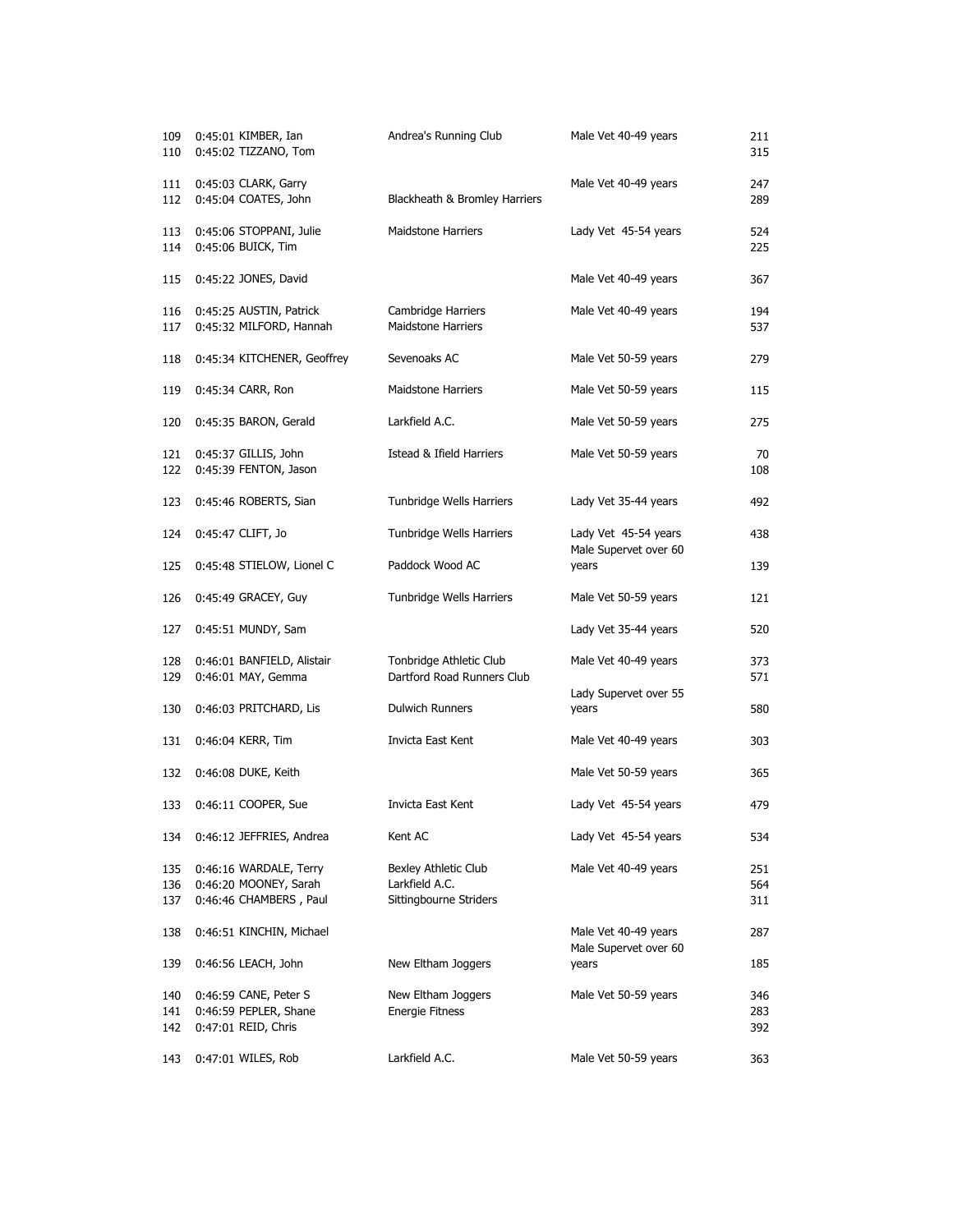| Pos | Time | Name | Club | Category | No. |
|---|---|---|---|---|---|
| 109 | 0:45:01 | KIMBER, Ian | Andrea's Running Club | Male Vet 40-49 years | 211 |
| 110 | 0:45:02 | TIZZANO, Tom | | | 315 |
| 111 | 0:45:03 | CLARK, Garry | | Male Vet 40-49 years | 247 |
| 112 | 0:45:04 | COATES, John | Blackheath & Bromley Harriers | | 289 |
| 113 | 0:45:06 | STOPPANI, Julie | Maidstone Harriers | Lady Vet 45-54 years | 524 |
| 114 | 0:45:06 | BUICK, Tim | | | 225 |
| 115 | 0:45:22 | JONES, David | | Male Vet 40-49 years | 367 |
| 116 | 0:45:25 | AUSTIN, Patrick | Cambridge Harriers | Male Vet 40-49 years | 194 |
| 117 | 0:45:32 | MILFORD, Hannah | Maidstone Harriers | | 537 |
| 118 | 0:45:34 | KITCHENER, Geoffrey | Sevenoaks AC | Male Vet 50-59 years | 279 |
| 119 | 0:45:34 | CARR, Ron | Maidstone Harriers | Male Vet 50-59 years | 115 |
| 120 | 0:45:35 | BARON, Gerald | Larkfield A.C. | Male Vet 50-59 years | 275 |
| 121 | 0:45:37 | GILLIS, John | Istead & Ifield Harriers | Male Vet 50-59 years | 70 |
| 122 | 0:45:39 | FENTON, Jason | | | 108 |
| 123 | 0:45:46 | ROBERTS, Sian | Tunbridge Wells Harriers | Lady Vet 35-44 years | 492 |
| 124 | 0:45:47 | CLIFT, Jo | Tunbridge Wells Harriers | Lady Vet 45-54 years | 438 |
| 125 | 0:45:48 | STIELOW, Lionel C | Paddock Wood AC | Male Supervet over 60 years | 139 |
| 126 | 0:45:49 | GRACEY, Guy | Tunbridge Wells Harriers | Male Vet 50-59 years | 121 |
| 127 | 0:45:51 | MUNDY, Sam | | Lady Vet 35-44 years | 520 |
| 128 | 0:46:01 | BANFIELD, Alistair | Tonbridge Athletic Club | Male Vet 40-49 years | 373 |
| 129 | 0:46:01 | MAY, Gemma | Dartford Road Runners Club | | 571 |
| 130 | 0:46:03 | PRITCHARD, Lis | Dulwich Runners | Lady Supervet over 55 years | 580 |
| 131 | 0:46:04 | KERR, Tim | Invicta East Kent | Male Vet 40-49 years | 303 |
| 132 | 0:46:08 | DUKE, Keith | | Male Vet 50-59 years | 365 |
| 133 | 0:46:11 | COOPER, Sue | Invicta East Kent | Lady Vet 45-54 years | 479 |
| 134 | 0:46:12 | JEFFRIES, Andrea | Kent AC | Lady Vet 45-54 years | 534 |
| 135 | 0:46:16 | WARDALE, Terry | Bexley Athletic Club | Male Vet 40-49 years | 251 |
| 136 | 0:46:20 | MOONEY, Sarah | Larkfield A.C. | | 564 |
| 137 | 0:46:46 | CHAMBERS , Paul | Sittingbourne Striders | | 311 |
| 138 | 0:46:51 | KINCHIN, Michael | | Male Vet 40-49 years | 287 |
| 139 | 0:46:56 | LEACH, John | New Eltham Joggers | Male Supervet over 60 years | 185 |
| 140 | 0:46:59 | CANE, Peter S | New Eltham Joggers | Male Vet 50-59 years | 346 |
| 141 | 0:46:59 | PEPLER, Shane | Energie Fitness | | 283 |
| 142 | 0:47:01 | REID, Chris | | | 392 |
| 143 | 0:47:01 | WILES, Rob | Larkfield A.C. | Male Vet 50-59 years | 363 |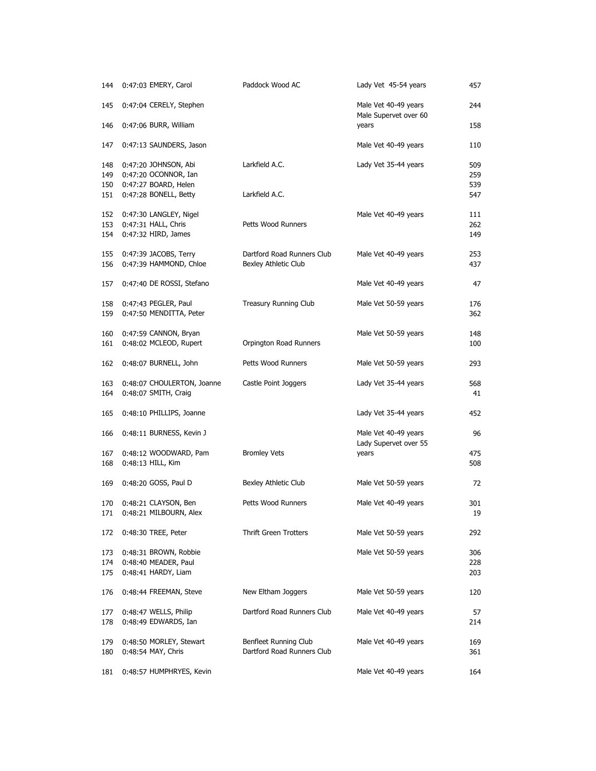| | | | | |
|---|---|---|---|---|
| 144 | 0:47:03 EMERY, Carol | Paddock Wood AC | Lady Vet 45-54 years | 457 |
| 145 | 0:47:04 CERELY, Stephen | | Male Vet 40-49 years | 244 |
| 146 | 0:47:06 BURR, William | | Male Supervet over 60 years | 158 |
| 147 | 0:47:13 SAUNDERS, Jason | | Male Vet 40-49 years | 110 |
| 148 | 0:47:20 JOHNSON, Abi | Larkfield A.C. | Lady Vet 35-44 years | 509 |
| 149 | 0:47:20 OCONNOR, Ian | | | 259 |
| 150 | 0:47:27 BOARD, Helen | | | 539 |
| 151 | 0:47:28 BONELL, Betty | Larkfield A.C. | | 547 |
| 152 | 0:47:30 LANGLEY, Nigel | | Male Vet 40-49 years | 111 |
| 153 | 0:47:31 HALL, Chris | Petts Wood Runners | | 262 |
| 154 | 0:47:32 HIRD, James | | | 149 |
| 155 | 0:47:39 JACOBS, Terry | Dartford Road Runners Club | Male Vet 40-49 years | 253 |
| 156 | 0:47:39 HAMMOND, Chloe | Bexley Athletic Club | | 437 |
| 157 | 0:47:40 DE ROSSI, Stefano | | Male Vet 40-49 years | 47 |
| 158 | 0:47:43 PEGLER, Paul | Treasury Running Club | Male Vet 50-59 years | 176 |
| 159 | 0:47:50 MENDITTA, Peter | | | 362 |
| 160 | 0:47:59 CANNON, Bryan | | Male Vet 50-59 years | 148 |
| 161 | 0:48:02 MCLEOD, Rupert | Orpington Road Runners | | 100 |
| 162 | 0:48:07 BURNELL, John | Petts Wood Runners | Male Vet 50-59 years | 293 |
| 163 | 0:48:07 CHOULERTON, Joanne | Castle Point Joggers | Lady Vet 35-44 years | 568 |
| 164 | 0:48:07 SMITH, Craig | | | 41 |
| 165 | 0:48:10 PHILLIPS, Joanne | | Lady Vet 35-44 years | 452 |
| 166 | 0:48:11 BURNESS, Kevin J | | Male Vet 40-49 years | 96 |
| 167 | 0:48:12 WOODWARD, Pam | Bromley Vets | Lady Supervet over 55 years | 475 |
| 168 | 0:48:13 HILL, Kim | | | 508 |
| 169 | 0:48:20 GOSS, Paul D | Bexley Athletic Club | Male Vet 50-59 years | 72 |
| 170 | 0:48:21 CLAYSON, Ben | Petts Wood Runners | Male Vet 40-49 years | 301 |
| 171 | 0:48:21 MILBOURN, Alex | | | 19 |
| 172 | 0:48:30 TREE, Peter | Thrift Green Trotters | Male Vet 50-59 years | 292 |
| 173 | 0:48:31 BROWN, Robbie | | Male Vet 50-59 years | 306 |
| 174 | 0:48:40 MEADER, Paul | | | 228 |
| 175 | 0:48:41 HARDY, Liam | | | 203 |
| 176 | 0:48:44 FREEMAN, Steve | New Eltham Joggers | Male Vet 50-59 years | 120 |
| 177 | 0:48:47 WELLS, Philip | Dartford Road Runners Club | Male Vet 40-49 years | 57 |
| 178 | 0:48:49 EDWARDS, Ian | | | 214 |
| 179 | 0:48:50 MORLEY, Stewart | Benfleet Running Club | Male Vet 40-49 years | 169 |
| 180 | 0:48:54 MAY, Chris | Dartford Road Runners Club | | 361 |
| 181 | 0:48:57 HUMPHRYES, Kevin | | Male Vet 40-49 years | 164 |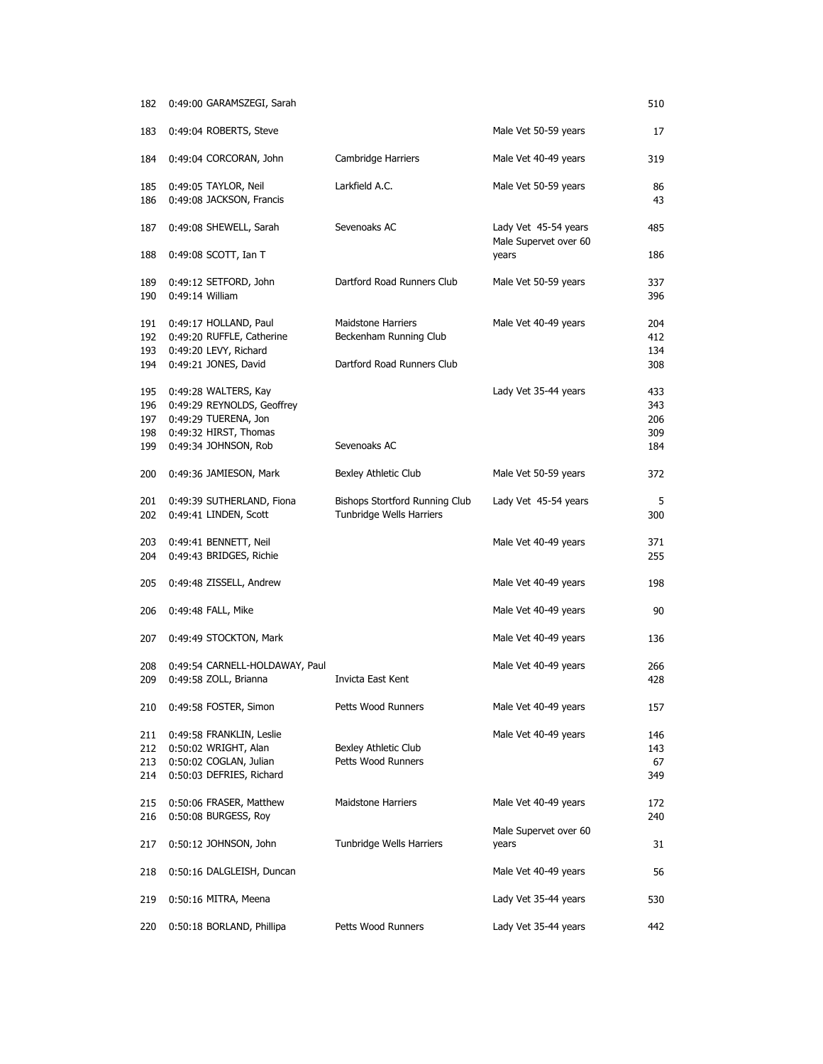| Pos | Time | Name | Club | Category | No. |
|---|---|---|---|---|---|
| 182 | 0:49:00 | GARAMSZEGI, Sarah | | | 510 |
| 183 | 0:49:04 | ROBERTS, Steve | | Male Vet 50-59 years | 17 |
| 184 | 0:49:04 | CORCORAN, John | Cambridge Harriers | Male Vet 40-49 years | 319 |
| 185 | 0:49:05 | TAYLOR, Neil | Larkfield A.C. | Male Vet 50-59 years | 86 |
| 186 | 0:49:08 | JACKSON, Francis | | | 43 |
| 187 | 0:49:08 | SHEWELL, Sarah | Sevenoaks AC | Lady Vet 45-54 years | 485 |
| 188 | 0:49:08 | SCOTT, Ian T | | Male Supervet over 60 years | 186 |
| 189 | 0:49:12 | SETFORD, John | Dartford Road Runners Club | Male Vet 50-59 years | 337 |
| 190 | 0:49:14 | William | | | 396 |
| 191 | 0:49:17 | HOLLAND, Paul | Maidstone Harriers | Male Vet 40-49 years | 204 |
| 192 | 0:49:20 | RUFFLE, Catherine | Beckenham Running Club | | 412 |
| 193 | 0:49:20 | LEVY, Richard | | | 134 |
| 194 | 0:49:21 | JONES, David | Dartford Road Runners Club | | 308 |
| 195 | 0:49:28 | WALTERS, Kay | | Lady Vet 35-44 years | 433 |
| 196 | 0:49:29 | REYNOLDS, Geoffrey | | | 343 |
| 197 | 0:49:29 | TUERENA, Jon | | | 206 |
| 198 | 0:49:32 | HIRST, Thomas | | | 309 |
| 199 | 0:49:34 | JOHNSON, Rob | Sevenoaks AC | | 184 |
| 200 | 0:49:36 | JAMIESON, Mark | Bexley Athletic Club | Male Vet 50-59 years | 372 |
| 201 | 0:49:39 | SUTHERLAND, Fiona | Bishops Stortford Running Club | Lady Vet 45-54 years | 5 |
| 202 | 0:49:41 | LINDEN, Scott | Tunbridge Wells Harriers | | 300 |
| 203 | 0:49:41 | BENNETT, Neil | | Male Vet 40-49 years | 371 |
| 204 | 0:49:43 | BRIDGES, Richie | | | 255 |
| 205 | 0:49:48 | ZISSELL, Andrew | | Male Vet 40-49 years | 198 |
| 206 | 0:49:48 | FALL, Mike | | Male Vet 40-49 years | 90 |
| 207 | 0:49:49 | STOCKTON, Mark | | Male Vet 40-49 years | 136 |
| 208 | 0:49:54 | CARNELL-HOLDAWAY, Paul | | Male Vet 40-49 years | 266 |
| 209 | 0:49:58 | ZOLL, Brianna | Invicta East Kent | | 428 |
| 210 | 0:49:58 | FOSTER, Simon | Petts Wood Runners | Male Vet 40-49 years | 157 |
| 211 | 0:49:58 | FRANKLIN, Leslie | | Male Vet 40-49 years | 146 |
| 212 | 0:50:02 | WRIGHT, Alan | Bexley Athletic Club | | 143 |
| 213 | 0:50:02 | COGLAN, Julian | Petts Wood Runners | | 67 |
| 214 | 0:50:03 | DEFRIES, Richard | | | 349 |
| 215 | 0:50:06 | FRASER, Matthew | Maidstone Harriers | Male Vet 40-49 years | 172 |
| 216 | 0:50:08 | BURGESS, Roy | | | 240 |
| 217 | 0:50:12 | JOHNSON, John | Tunbridge Wells Harriers | Male Supervet over 60 years | 31 |
| 218 | 0:50:16 | DALGLEISH, Duncan | | Male Vet 40-49 years | 56 |
| 219 | 0:50:16 | MITRA, Meena | | Lady Vet 35-44 years | 530 |
| 220 | 0:50:18 | BORLAND, Phillipa | Petts Wood Runners | Lady Vet 35-44 years | 442 |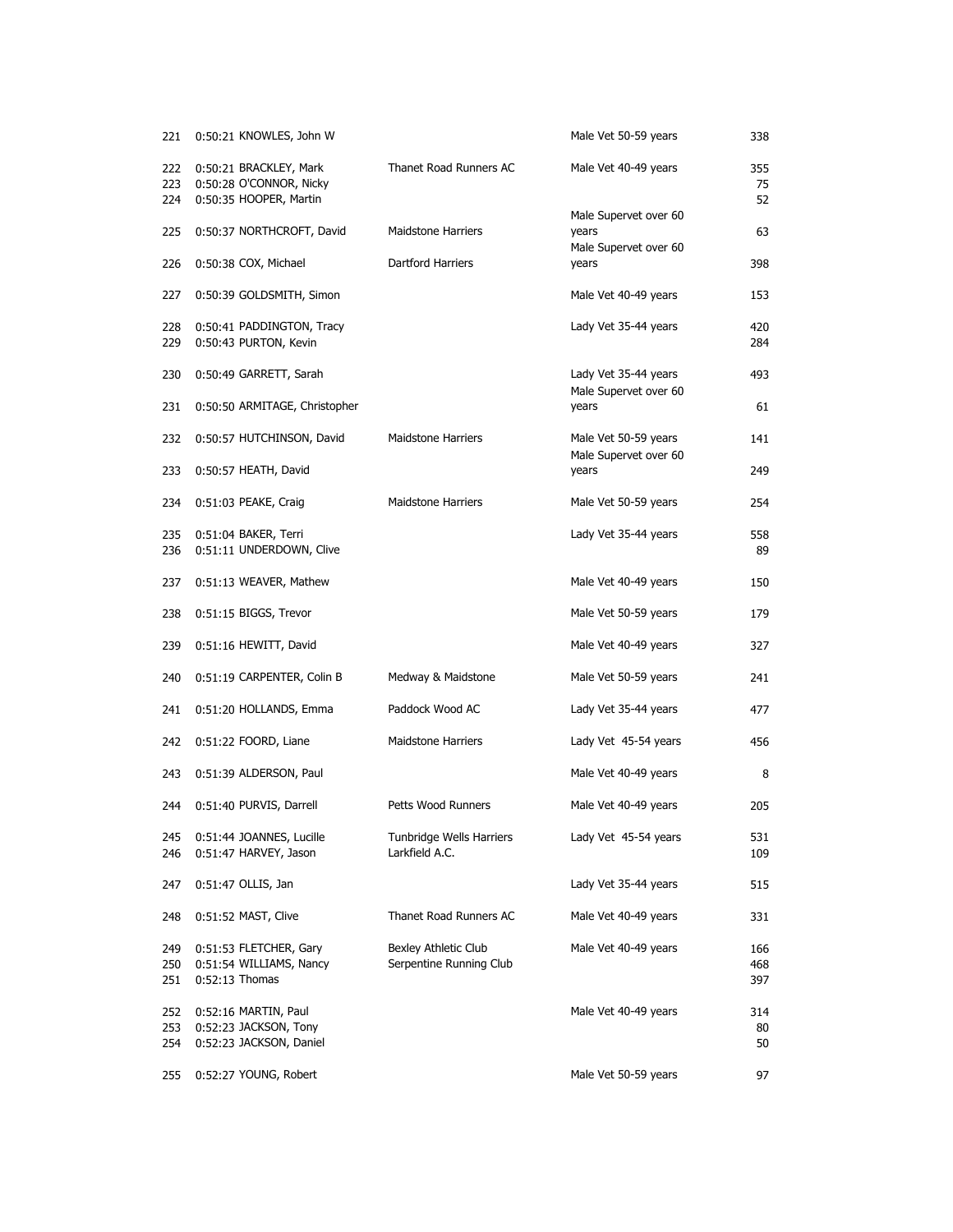| | | | | | |
|---|---|---|---|---|---|
| 221 | 0:50:21 | KNOWLES, John W | | Male Vet 50-59 years | 338 |
| 222 | 0:50:21 | BRACKLEY, Mark | Thanet Road Runners AC | Male Vet 40-49 years | 355 |
| 223 | 0:50:28 | O'CONNOR, Nicky | | | 75 |
| 224 | 0:50:35 | HOOPER, Martin | | | 52 |
| 225 | 0:50:37 | NORTHCROFT, David | Maidstone Harriers | Male Supervet over 60 years | 63 |
| 226 | 0:50:38 | COX, Michael | Dartford Harriers | Male Supervet over 60 years | 398 |
| 227 | 0:50:39 | GOLDSMITH, Simon | | Male Vet 40-49 years | 153 |
| 228 | 0:50:41 | PADDINGTON, Tracy | | Lady Vet 35-44 years | 420 |
| 229 | 0:50:43 | PURTON, Kevin | | | 284 |
| 230 | 0:50:49 | GARRETT, Sarah | | Lady Vet 35-44 years | 493 |
| 231 | 0:50:50 | ARMITAGE, Christopher | | Male Supervet over 60 years | 61 |
| 232 | 0:50:57 | HUTCHINSON, David | Maidstone Harriers | Male Vet 50-59 years | 141 |
| 233 | 0:50:57 | HEATH, David | | Male Supervet over 60 years | 249 |
| 234 | 0:51:03 | PEAKE, Craig | Maidstone Harriers | Male Vet 50-59 years | 254 |
| 235 | 0:51:04 | BAKER, Terri | | Lady Vet 35-44 years | 558 |
| 236 | 0:51:11 | UNDERDOWN, Clive | | | 89 |
| 237 | 0:51:13 | WEAVER, Mathew | | Male Vet 40-49 years | 150 |
| 238 | 0:51:15 | BIGGS, Trevor | | Male Vet 50-59 years | 179 |
| 239 | 0:51:16 | HEWITT, David | | Male Vet 40-49 years | 327 |
| 240 | 0:51:19 | CARPENTER, Colin B | Medway & Maidstone | Male Vet 50-59 years | 241 |
| 241 | 0:51:20 | HOLLANDS, Emma | Paddock Wood AC | Lady Vet 35-44 years | 477 |
| 242 | 0:51:22 | FOORD, Liane | Maidstone Harriers | Lady Vet 45-54 years | 456 |
| 243 | 0:51:39 | ALDERSON, Paul | | Male Vet 40-49 years | 8 |
| 244 | 0:51:40 | PURVIS, Darrell | Petts Wood Runners | Male Vet 40-49 years | 205 |
| 245 | 0:51:44 | JOANNES, Lucille | Tunbridge Wells Harriers | Lady Vet 45-54 years | 531 |
| 246 | 0:51:47 | HARVEY, Jason | Larkfield A.C. | | 109 |
| 247 | 0:51:47 | OLLIS, Jan | | Lady Vet 35-44 years | 515 |
| 248 | 0:51:52 | MAST, Clive | Thanet Road Runners AC | Male Vet 40-49 years | 331 |
| 249 | 0:51:53 | FLETCHER, Gary | Bexley Athletic Club | Male Vet 40-49 years | 166 |
| 250 | 0:51:54 | WILLIAMS, Nancy | Serpentine Running Club | | 468 |
| 251 | 0:52:13 | Thomas | | | 397 |
| 252 | 0:52:16 | MARTIN, Paul | | Male Vet 40-49 years | 314 |
| 253 | 0:52:23 | JACKSON, Tony | | | 80 |
| 254 | 0:52:23 | JACKSON, Daniel | | | 50 |
| 255 | 0:52:27 | YOUNG, Robert | | Male Vet 50-59 years | 97 |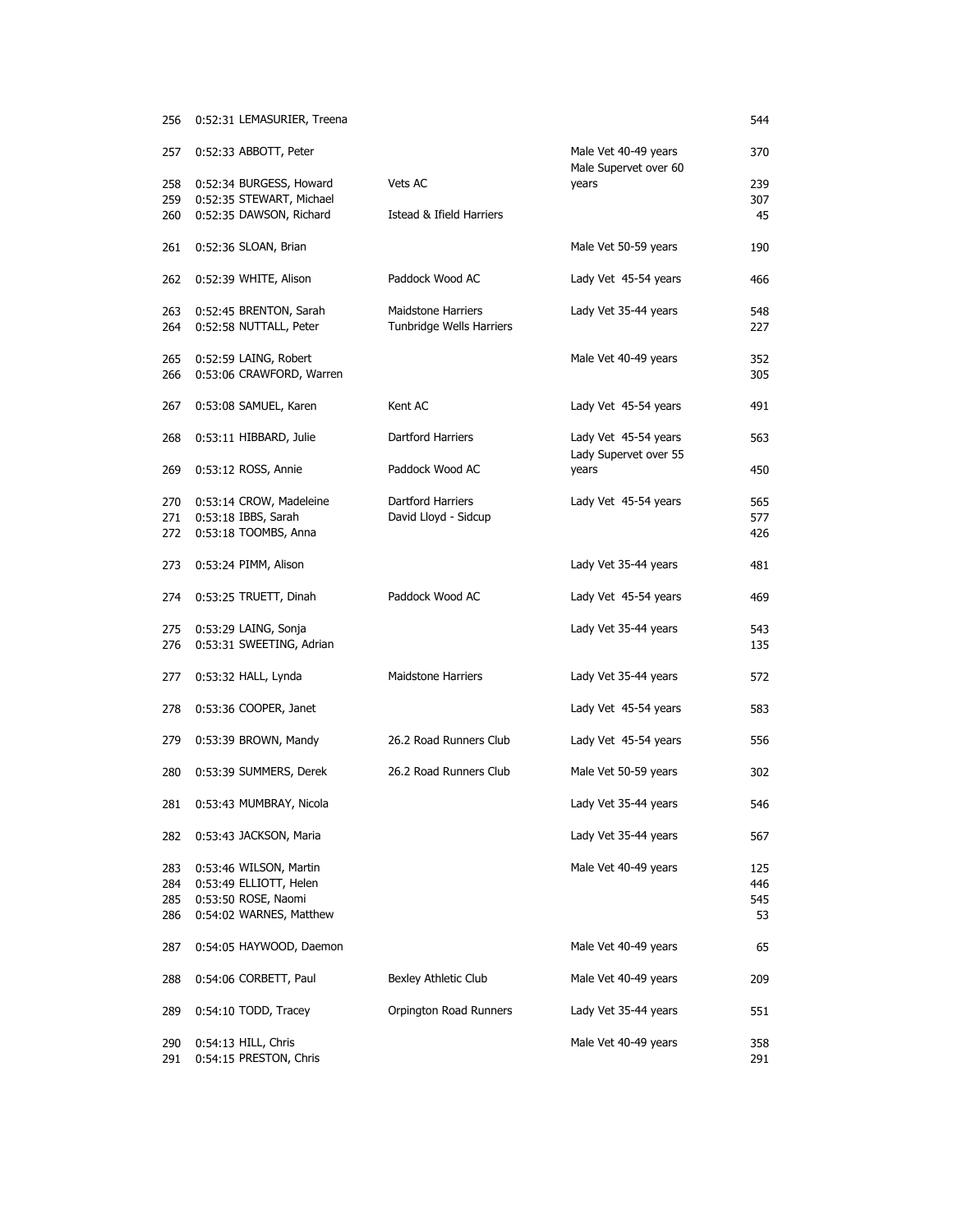| | | | | |
|---|---|---|---|---|
| 256 | 0:52:31 LEMASURIER, Treena | | | 544 |
| 257 | 0:52:33 ABBOTT, Peter | | Male Vet 40-49 years | 370 |
| 258 | 0:52:34 BURGESS, Howard | Vets AC | Male Supervet over 60 years | 239 |
| 259 | 0:52:35 STEWART, Michael | | | 307 |
| 260 | 0:52:35 DAWSON, Richard | Istead & Ifield Harriers | | 45 |
| 261 | 0:52:36 SLOAN, Brian | | Male Vet 50-59 years | 190 |
| 262 | 0:52:39 WHITE, Alison | Paddock Wood AC | Lady Vet 45-54 years | 466 |
| 263 | 0:52:45 BRENTON, Sarah | Maidstone Harriers | Lady Vet 35-44 years | 548 |
| 264 | 0:52:58 NUTTALL, Peter | Tunbridge Wells Harriers | | 227 |
| 265 | 0:52:59 LAING, Robert | | Male Vet 40-49 years | 352 |
| 266 | 0:53:06 CRAWFORD, Warren | | | 305 |
| 267 | 0:53:08 SAMUEL, Karen | Kent AC | Lady Vet 45-54 years | 491 |
| 268 | 0:53:11 HIBBARD, Julie | Dartford Harriers | Lady Vet 45-54 years | 563 |
| 269 | 0:53:12 ROSS, Annie | Paddock Wood AC | Lady Supervet over 55 years | 450 |
| 270 | 0:53:14 CROW, Madeleine | Dartford Harriers | Lady Vet 45-54 years | 565 |
| 271 | 0:53:18 IBBS, Sarah | David Lloyd - Sidcup | | 577 |
| 272 | 0:53:18 TOOMBS, Anna | | | 426 |
| 273 | 0:53:24 PIMM, Alison | | Lady Vet 35-44 years | 481 |
| 274 | 0:53:25 TRUETT, Dinah | Paddock Wood AC | Lady Vet 45-54 years | 469 |
| 275 | 0:53:29 LAING, Sonja | | Lady Vet 35-44 years | 543 |
| 276 | 0:53:31 SWEETING, Adrian | | | 135 |
| 277 | 0:53:32 HALL, Lynda | Maidstone Harriers | Lady Vet 35-44 years | 572 |
| 278 | 0:53:36 COOPER, Janet | | Lady Vet 45-54 years | 583 |
| 279 | 0:53:39 BROWN, Mandy | 26.2 Road Runners Club | Lady Vet 45-54 years | 556 |
| 280 | 0:53:39 SUMMERS, Derek | 26.2 Road Runners Club | Male Vet 50-59 years | 302 |
| 281 | 0:53:43 MUMBRAY, Nicola | | Lady Vet 35-44 years | 546 |
| 282 | 0:53:43 JACKSON, Maria | | Lady Vet 35-44 years | 567 |
| 283 | 0:53:46 WILSON, Martin | | Male Vet 40-49 years | 125 |
| 284 | 0:53:49 ELLIOTT, Helen | | | 446 |
| 285 | 0:53:50 ROSE, Naomi | | | 545 |
| 286 | 0:54:02 WARNES, Matthew | | | 53 |
| 287 | 0:54:05 HAYWOOD, Daemon | | Male Vet 40-49 years | 65 |
| 288 | 0:54:06 CORBETT, Paul | Bexley Athletic Club | Male Vet 40-49 years | 209 |
| 289 | 0:54:10 TODD, Tracey | Orpington Road Runners | Lady Vet 35-44 years | 551 |
| 290 | 0:54:13 HILL, Chris | | Male Vet 40-49 years | 358 |
| 291 | 0:54:15 PRESTON, Chris | | | 291 |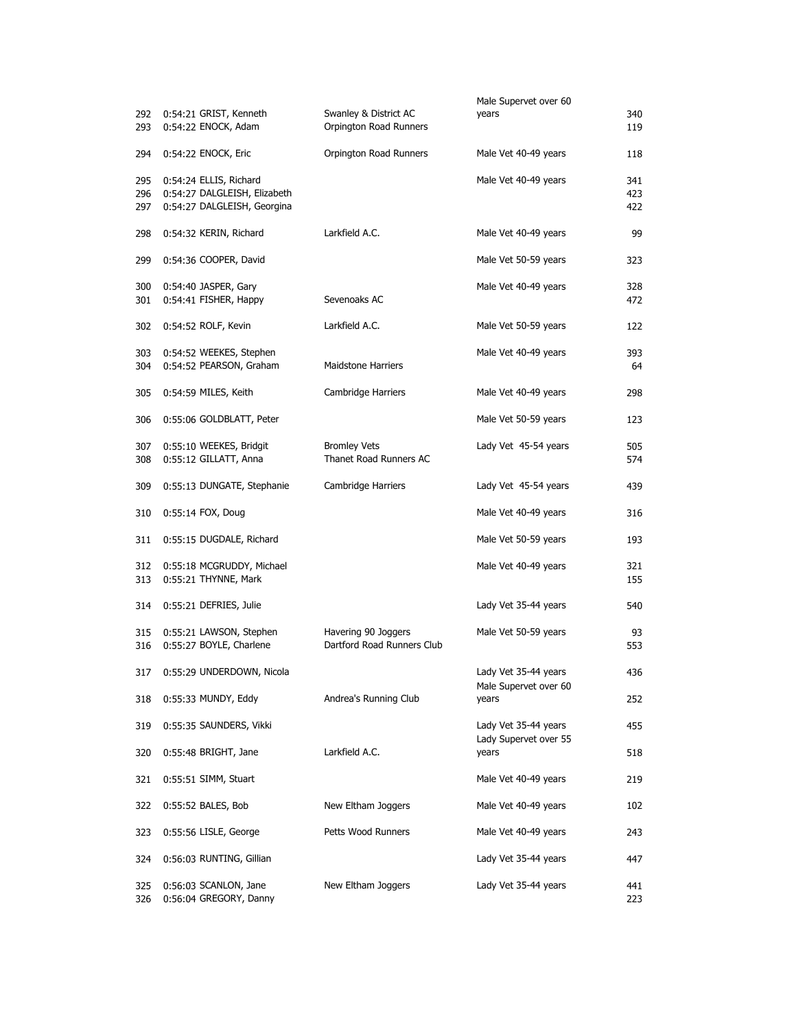| | | | | |
|---|---|---|---|---|
| 292 | 0:54:21 GRIST, Kenneth | Swanley & District AC | Male Supervet over 60 years | 340 |
| 293 | 0:54:22 ENOCK, Adam | Orpington Road Runners | | 119 |
| 294 | 0:54:22 ENOCK, Eric | Orpington Road Runners | Male Vet 40-49 years | 118 |
| 295 | 0:54:24 ELLIS, Richard | | Male Vet 40-49 years | 341 |
| 296 | 0:54:27 DALGLEISH, Elizabeth | | | 423 |
| 297 | 0:54:27 DALGLEISH, Georgina | | | 422 |
| 298 | 0:54:32 KERIN, Richard | Larkfield A.C. | Male Vet 40-49 years | 99 |
| 299 | 0:54:36 COOPER, David | | Male Vet 50-59 years | 323 |
| 300 | 0:54:40 JASPER, Gary | | Male Vet 40-49 years | 328 |
| 301 | 0:54:41 FISHER, Happy | Sevenoaks AC | | 472 |
| 302 | 0:54:52 ROLF, Kevin | Larkfield A.C. | Male Vet 50-59 years | 122 |
| 303 | 0:54:52 WEEKES, Stephen | | Male Vet 40-49 years | 393 |
| 304 | 0:54:52 PEARSON, Graham | Maidstone Harriers | | 64 |
| 305 | 0:54:59 MILES, Keith | Cambridge Harriers | Male Vet 40-49 years | 298 |
| 306 | 0:55:06 GOLDBLATT, Peter | | Male Vet 50-59 years | 123 |
| 307 | 0:55:10 WEEKES, Bridgit | Bromley Vets | Lady Vet 45-54 years | 505 |
| 308 | 0:55:12 GILLATT, Anna | Thanet Road Runners AC | | 574 |
| 309 | 0:55:13 DUNGATE, Stephanie | Cambridge Harriers | Lady Vet 45-54 years | 439 |
| 310 | 0:55:14 FOX, Doug | | Male Vet 40-49 years | 316 |
| 311 | 0:55:15 DUGDALE, Richard | | Male Vet 50-59 years | 193 |
| 312 | 0:55:18 MCGRUDDY, Michael | | Male Vet 40-49 years | 321 |
| 313 | 0:55:21 THYNNE, Mark | | | 155 |
| 314 | 0:55:21 DEFRIES, Julie | | Lady Vet 35-44 years | 540 |
| 315 | 0:55:21 LAWSON, Stephen | Havering 90 Joggers | Male Vet 50-59 years | 93 |
| 316 | 0:55:27 BOYLE, Charlene | Dartford Road Runners Club | | 553 |
| 317 | 0:55:29 UNDERDOWN, Nicola | | Lady Vet 35-44 years | 436 |
| 318 | 0:55:33 MUNDY, Eddy | Andrea's Running Club | Male Supervet over 60 years | 252 |
| 319 | 0:55:35 SAUNDERS, Vikki | | Lady Vet 35-44 years | 455 |
| 320 | 0:55:48 BRIGHT, Jane | Larkfield A.C. | Lady Supervet over 55 years | 518 |
| 321 | 0:55:51 SIMM, Stuart | | Male Vet 40-49 years | 219 |
| 322 | 0:55:52 BALES, Bob | New Eltham Joggers | Male Vet 40-49 years | 102 |
| 323 | 0:55:56 LISLE, George | Petts Wood Runners | Male Vet 40-49 years | 243 |
| 324 | 0:56:03 RUNTING, Gillian | | Lady Vet 35-44 years | 447 |
| 325 | 0:56:03 SCANLON, Jane | New Eltham Joggers | Lady Vet 35-44 years | 441 |
| 326 | 0:56:04 GREGORY, Danny | | | 223 |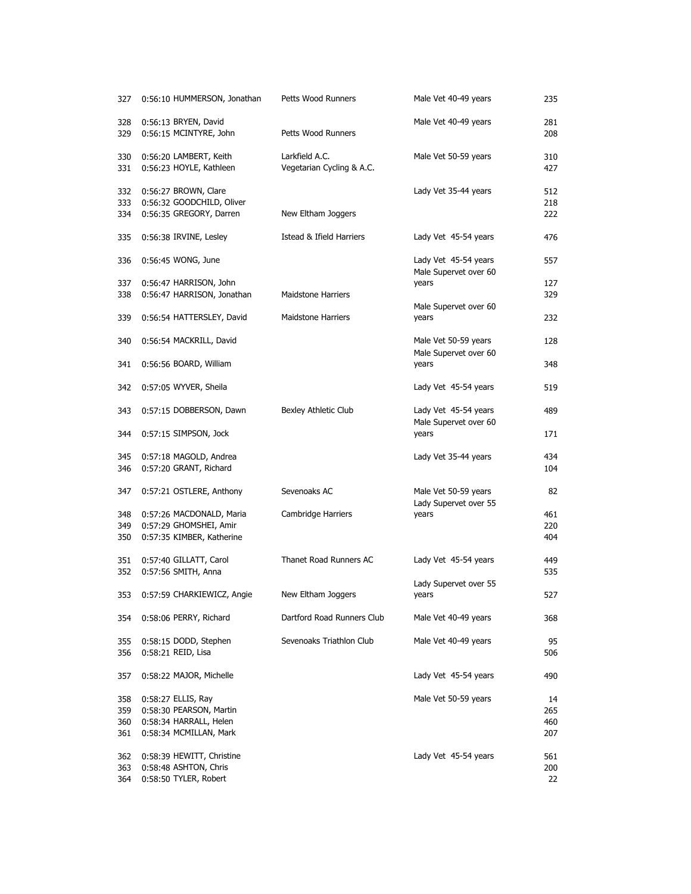| Pos | Time | Name | Club | Category | No. |
|---|---|---|---|---|---|
| 327 | 0:56:10 | HUMMERSON, Jonathan | Petts Wood Runners | Male Vet 40-49 years | 235 |
| 328 | 0:56:13 | BRYEN, David | | Male Vet 40-49 years | 281 |
| 329 | 0:56:15 | MCINTYRE, John | Petts Wood Runners | | 208 |
| 330 | 0:56:20 | LAMBERT, Keith | Larkfield A.C. | Male Vet 50-59 years | 310 |
| 331 | 0:56:23 | HOYLE, Kathleen | Vegetarian Cycling & A.C. | | 427 |
| 332 | 0:56:27 | BROWN, Clare | | Lady Vet 35-44 years | 512 |
| 333 | 0:56:32 | GOODCHILD, Oliver | | | 218 |
| 334 | 0:56:35 | GREGORY, Darren | New Eltham Joggers | | 222 |
| 335 | 0:56:38 | IRVINE, Lesley | Istead & Ifield Harriers | Lady Vet 45-54 years | 476 |
| 336 | 0:56:45 | WONG, June | | Lady Vet 45-54 years | 557 |
| 337 | 0:56:47 | HARRISON, John | | Male Supervet over 60 years | 127 |
| 338 | 0:56:47 | HARRISON, Jonathan | Maidstone Harriers | | 329 |
| 339 | 0:56:54 | HATTERSLEY, David | Maidstone Harriers | Male Supervet over 60 years | 232 |
| 340 | 0:56:54 | MACKRILL, David | | Male Vet 50-59 years | 128 |
| 341 | 0:56:56 | BOARD, William | | Male Supervet over 60 years | 348 |
| 342 | 0:57:05 | WYVER, Sheila | | Lady Vet 45-54 years | 519 |
| 343 | 0:57:15 | DOBBERSON, Dawn | Bexley Athletic Club | Lady Vet 45-54 years | 489 |
| 344 | 0:57:15 | SIMPSON, Jock | | Male Supervet over 60 years | 171 |
| 345 | 0:57:18 | MAGOLD, Andrea | | Lady Vet 35-44 years | 434 |
| 346 | 0:57:20 | GRANT, Richard | | | 104 |
| 347 | 0:57:21 | OSTLERE, Anthony | Sevenoaks AC | Male Vet 50-59 years | 82 |
| 348 | 0:57:26 | MACDONALD, Maria | Cambridge Harriers | Lady Supervet over 55 years | 461 |
| 349 | 0:57:29 | GHOMSHEI, Amir | | | 220 |
| 350 | 0:57:35 | KIMBER, Katherine | | | 404 |
| 351 | 0:57:40 | GILLATT, Carol | Thanet Road Runners AC | Lady Vet 45-54 years | 449 |
| 352 | 0:57:56 | SMITH, Anna | | | 535 |
| 353 | 0:57:59 | CHARKIEWICZ, Angie | New Eltham Joggers | Lady Supervet over 55 years | 527 |
| 354 | 0:58:06 | PERRY, Richard | Dartford Road Runners Club | Male Vet 40-49 years | 368 |
| 355 | 0:58:15 | DODD, Stephen | Sevenoaks Triathlon Club | Male Vet 40-49 years | 95 |
| 356 | 0:58:21 | REID, Lisa | | | 506 |
| 357 | 0:58:22 | MAJOR, Michelle | | Lady Vet 45-54 years | 490 |
| 358 | 0:58:27 | ELLIS, Ray | | Male Vet 50-59 years | 14 |
| 359 | 0:58:30 | PEARSON, Martin | | | 265 |
| 360 | 0:58:34 | HARRALL, Helen | | | 460 |
| 361 | 0:58:34 | MCMILLAN, Mark | | | 207 |
| 362 | 0:58:39 | HEWITT, Christine | | Lady Vet 45-54 years | 561 |
| 363 | 0:58:48 | ASHTON, Chris | | | 200 |
| 364 | 0:58:50 | TYLER, Robert | | | 22 |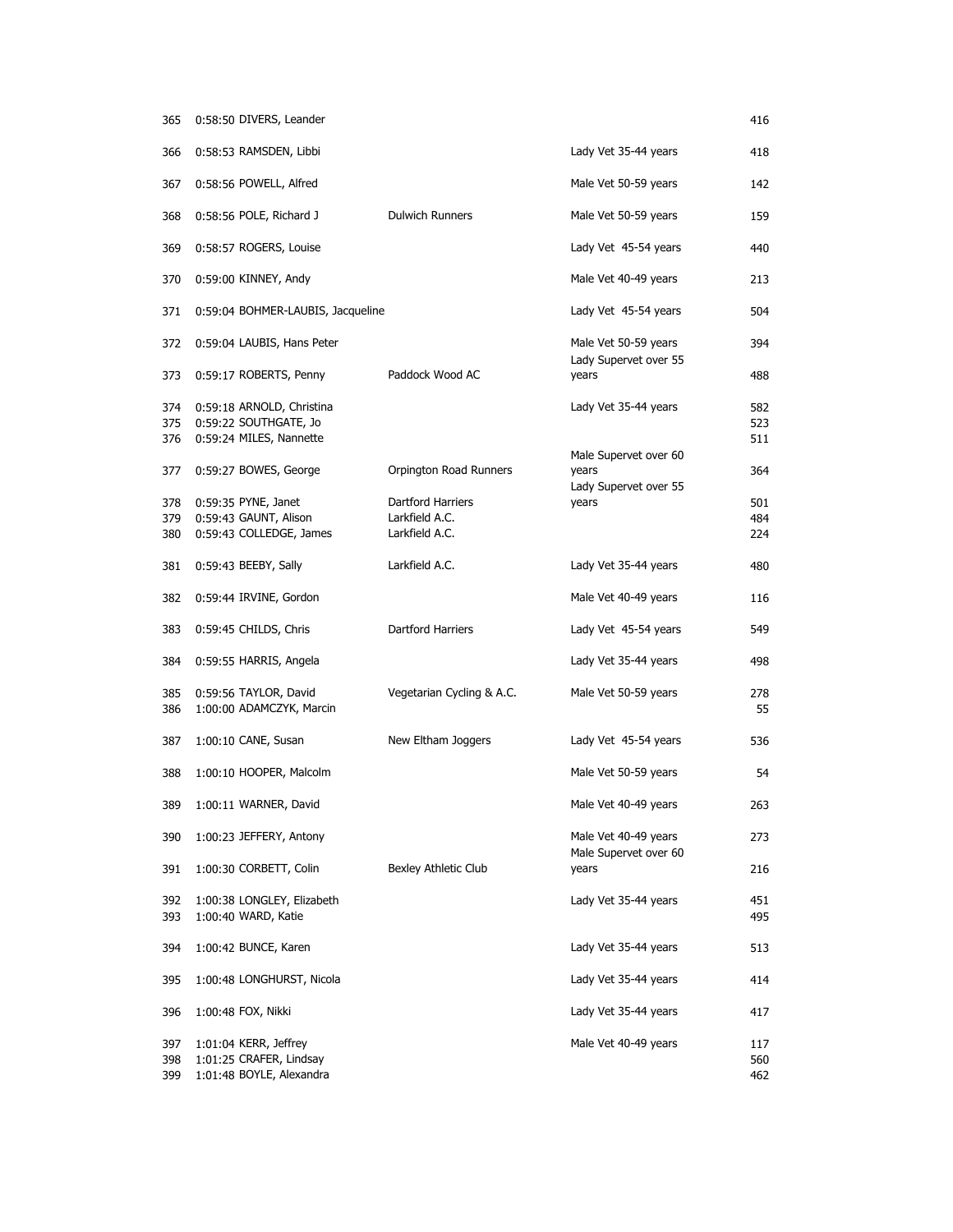| | | | | |
|---|---|---|---|---|
| 365 | 0:58:50 DIVERS, Leander | | | 416 |
| 366 | 0:58:53 RAMSDEN, Libbi | | Lady Vet 35-44 years | 418 |
| 367 | 0:58:56 POWELL, Alfred | | Male Vet 50-59 years | 142 |
| 368 | 0:58:56 POLE, Richard J | Dulwich Runners | Male Vet 50-59 years | 159 |
| 369 | 0:58:57 ROGERS, Louise | | Lady Vet 45-54 years | 440 |
| 370 | 0:59:00 KINNEY, Andy | | Male Vet 40-49 years | 213 |
| 371 | 0:59:04 BOHMER-LAUBIS, Jacqueline | | Lady Vet 45-54 years | 504 |
| 372 | 0:59:04 LAUBIS, Hans Peter | | Male Vet 50-59 years | 394 |
| 373 | 0:59:17 ROBERTS, Penny | Paddock Wood AC | Lady Supervet over 55 years | 488 |
| 374 | 0:59:18 ARNOLD, Christina | | Lady Vet 35-44 years | 582 |
| 375 | 0:59:22 SOUTHGATE, Jo | | | 523 |
| 376 | 0:59:24 MILES, Nannette | | | 511 |
| 377 | 0:59:27 BOWES, George | Orpington Road Runners | Male Supervet over 60 years | 364 |
| 378 | 0:59:35 PYNE, Janet | Dartford Harriers | Lady Supervet over 55 years | 501 |
| 379 | 0:59:43 GAUNT, Alison | Larkfield A.C. | | 484 |
| 380 | 0:59:43 COLLEDGE, James | Larkfield A.C. | | 224 |
| 381 | 0:59:43 BEEBY, Sally | Larkfield A.C. | Lady Vet 35-44 years | 480 |
| 382 | 0:59:44 IRVINE, Gordon | | Male Vet 40-49 years | 116 |
| 383 | 0:59:45 CHILDS, Chris | Dartford Harriers | Lady Vet 45-54 years | 549 |
| 384 | 0:59:55 HARRIS, Angela | | Lady Vet 35-44 years | 498 |
| 385 | 0:59:56 TAYLOR, David | Vegetarian Cycling & A.C. | Male Vet 50-59 years | 278 |
| 386 | 1:00:00 ADAMCZYK, Marcin | | | 55 |
| 387 | 1:00:10 CANE, Susan | New Eltham Joggers | Lady Vet 45-54 years | 536 |
| 388 | 1:00:10 HOOPER, Malcolm | | Male Vet 50-59 years | 54 |
| 389 | 1:00:11 WARNER, David | | Male Vet 40-49 years | 263 |
| 390 | 1:00:23 JEFFERY, Antony | | Male Vet 40-49 years | 273 |
| 391 | 1:00:30 CORBETT, Colin | Bexley Athletic Club | Male Supervet over 60 years | 216 |
| 392 | 1:00:38 LONGLEY, Elizabeth | | Lady Vet 35-44 years | 451 |
| 393 | 1:00:40 WARD, Katie | | | 495 |
| 394 | 1:00:42 BUNCE, Karen | | Lady Vet 35-44 years | 513 |
| 395 | 1:00:48 LONGHURST, Nicola | | Lady Vet 35-44 years | 414 |
| 396 | 1:00:48 FOX, Nikki | | Lady Vet 35-44 years | 417 |
| 397 | 1:01:04 KERR, Jeffrey | | Male Vet 40-49 years | 117 |
| 398 | 1:01:25 CRAFER, Lindsay | | | 560 |
| 399 | 1:01:48 BOYLE, Alexandra | | | 462 |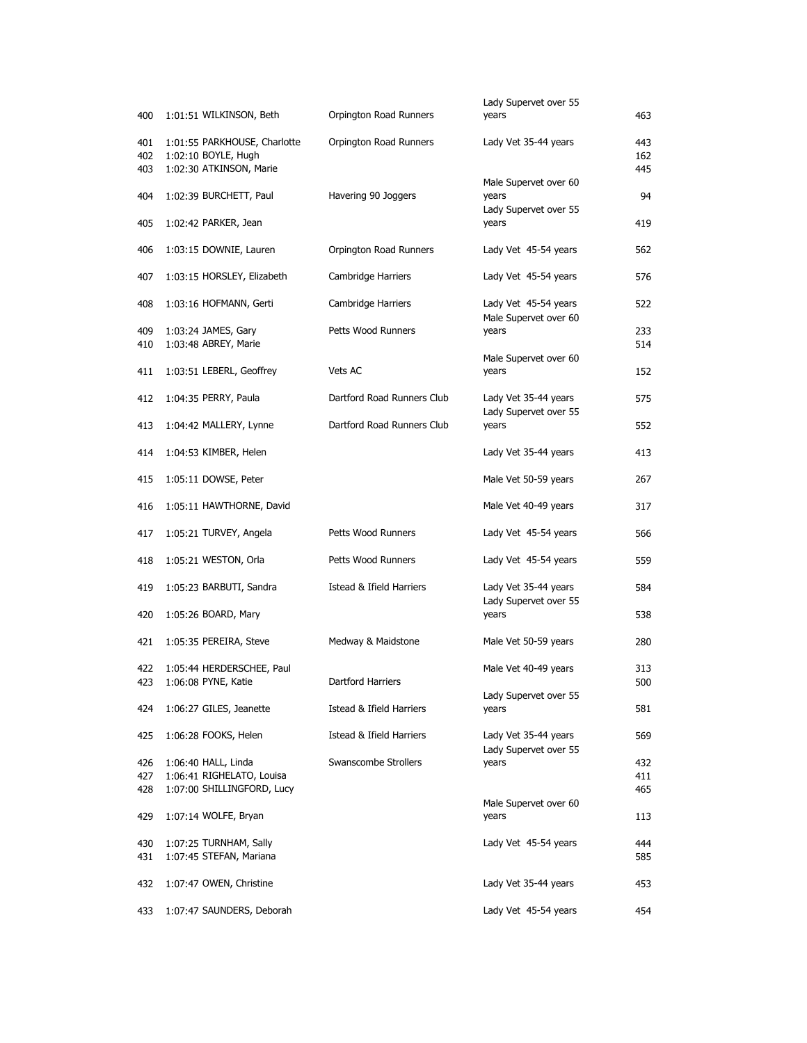| | | | | |
|---|---|---|---|---|
| 400 | 1:01:51 WILKINSON, Beth | Orpington Road Runners | Lady Supervet over 55 years | 463 |
| 401 | 1:01:55 PARKHOUSE, Charlotte | Orpington Road Runners | Lady Vet 35-44 years | 443 |
| 402 | 1:02:10 BOYLE, Hugh | | | 162 |
| 403 | 1:02:30 ATKINSON, Marie | | | 445 |
| 404 | 1:02:39 BURCHETT, Paul | Havering 90 Joggers | Male Supervet over 60 years | 94 |
| 405 | 1:02:42 PARKER, Jean | | Lady Supervet over 55 years | 419 |
| 406 | 1:03:15 DOWNIE, Lauren | Orpington Road Runners | Lady Vet 45-54 years | 562 |
| 407 | 1:03:15 HORSLEY, Elizabeth | Cambridge Harriers | Lady Vet 45-54 years | 576 |
| 408 | 1:03:16 HOFMANN, Gerti | Cambridge Harriers | Lady Vet 45-54 years | 522 |
| 409 | 1:03:24 JAMES, Gary | Petts Wood Runners | Male Supervet over 60 years | 233 |
| 410 | 1:03:48 ABREY, Marie | | | 514 |
| 411 | 1:03:51 LEBERL, Geoffrey | Vets AC | Male Supervet over 60 years | 152 |
| 412 | 1:04:35 PERRY, Paula | Dartford Road Runners Club | Lady Vet 35-44 years | 575 |
| 413 | 1:04:42 MALLERY, Lynne | Dartford Road Runners Club | Lady Supervet over 55 years | 552 |
| 414 | 1:04:53 KIMBER, Helen | | Lady Vet 35-44 years | 413 |
| 415 | 1:05:11 DOWSE, Peter | | Male Vet 50-59 years | 267 |
| 416 | 1:05:11 HAWTHORNE, David | | Male Vet 40-49 years | 317 |
| 417 | 1:05:21 TURVEY, Angela | Petts Wood Runners | Lady Vet 45-54 years | 566 |
| 418 | 1:05:21 WESTON, Orla | Petts Wood Runners | Lady Vet 45-54 years | 559 |
| 419 | 1:05:23 BARBUTI, Sandra | Istead & Ifield Harriers | Lady Vet 35-44 years | 584 |
| 420 | 1:05:26 BOARD, Mary | | Lady Supervet over 55 years | 538 |
| 421 | 1:05:35 PEREIRA, Steve | Medway & Maidstone | Male Vet 50-59 years | 280 |
| 422 | 1:05:44 HERDERSCHEE, Paul | | Male Vet 40-49 years | 313 |
| 423 | 1:06:08 PYNE, Katie | Dartford Harriers | | 500 |
| 424 | 1:06:27 GILES, Jeanette | Istead & Ifield Harriers | Lady Supervet over 55 years | 581 |
| 425 | 1:06:28 FOOKS, Helen | Istead & Ifield Harriers | Lady Vet 35-44 years | 569 |
| 426 | 1:06:40 HALL, Linda | Swanscombe Strollers | Lady Supervet over 55 years | 432 |
| 427 | 1:06:41 RIGHELATO, Louisa | | | 411 |
| 428 | 1:07:00 SHILLINGFORD, Lucy | | | 465 |
| 429 | 1:07:14 WOLFE, Bryan | | Male Supervet over 60 years | 113 |
| 430 | 1:07:25 TURNHAM, Sally | | Lady Vet 45-54 years | 444 |
| 431 | 1:07:45 STEFAN, Mariana | | | 585 |
| 432 | 1:07:47 OWEN, Christine | | Lady Vet 35-44 years | 453 |
| 433 | 1:07:47 SAUNDERS, Deborah | | Lady Vet 45-54 years | 454 |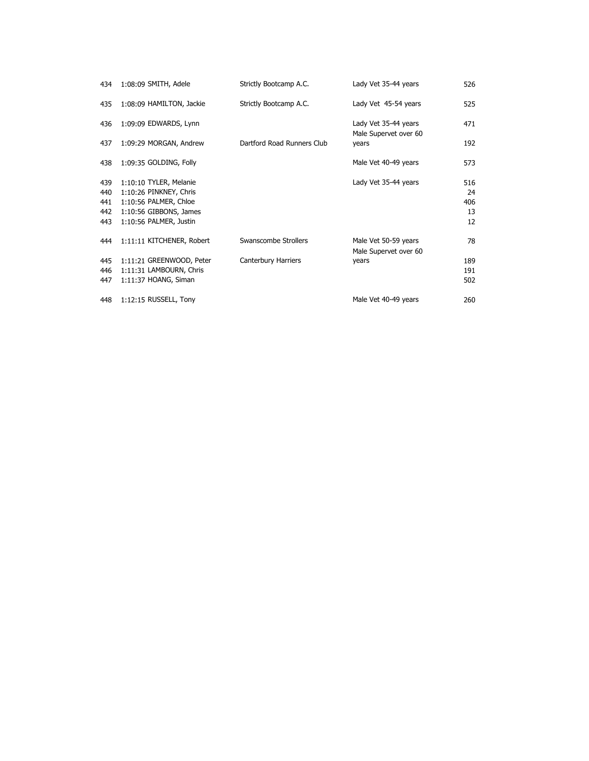| | | | | |
|---|---|---|---|---|
| 434 | 1:08:09 SMITH, Adele | Strictly Bootcamp A.C. | Lady Vet 35-44 years | 526 |
| 435 | 1:08:09 HAMILTON, Jackie | Strictly Bootcamp A.C. | Lady Vet 45-54 years | 525 |
| 436 | 1:09:09 EDWARDS, Lynn | | Lady Vet 35-44 years | 471 |
| 437 | 1:09:29 MORGAN, Andrew | Dartford Road Runners Club | Male Supervet over 60 years | 192 |
| 438 | 1:09:35 GOLDING, Folly | | Male Vet 40-49 years | 573 |
| 439 | 1:10:10 TYLER, Melanie | | Lady Vet 35-44 years | 516 |
| 440 | 1:10:26 PINKNEY, Chris | | | 24 |
| 441 | 1:10:56 PALMER, Chloe | | | 406 |
| 442 | 1:10:56 GIBBONS, James | | | 13 |
| 443 | 1:10:56 PALMER, Justin | | | 12 |
| 444 | 1:11:11 KITCHENER, Robert | Swanscombe Strollers | Male Vet 50-59 years | 78 |
| 445 | 1:11:21 GREENWOOD, Peter | Canterbury Harriers | Male Supervet over 60 years | 189 |
| 446 | 1:11:31 LAMBOURN, Chris | | | 191 |
| 447 | 1:11:37 HOANG, Siman | | | 502 |
| 448 | 1:12:15 RUSSELL, Tony | | Male Vet 40-49 years | 260 |